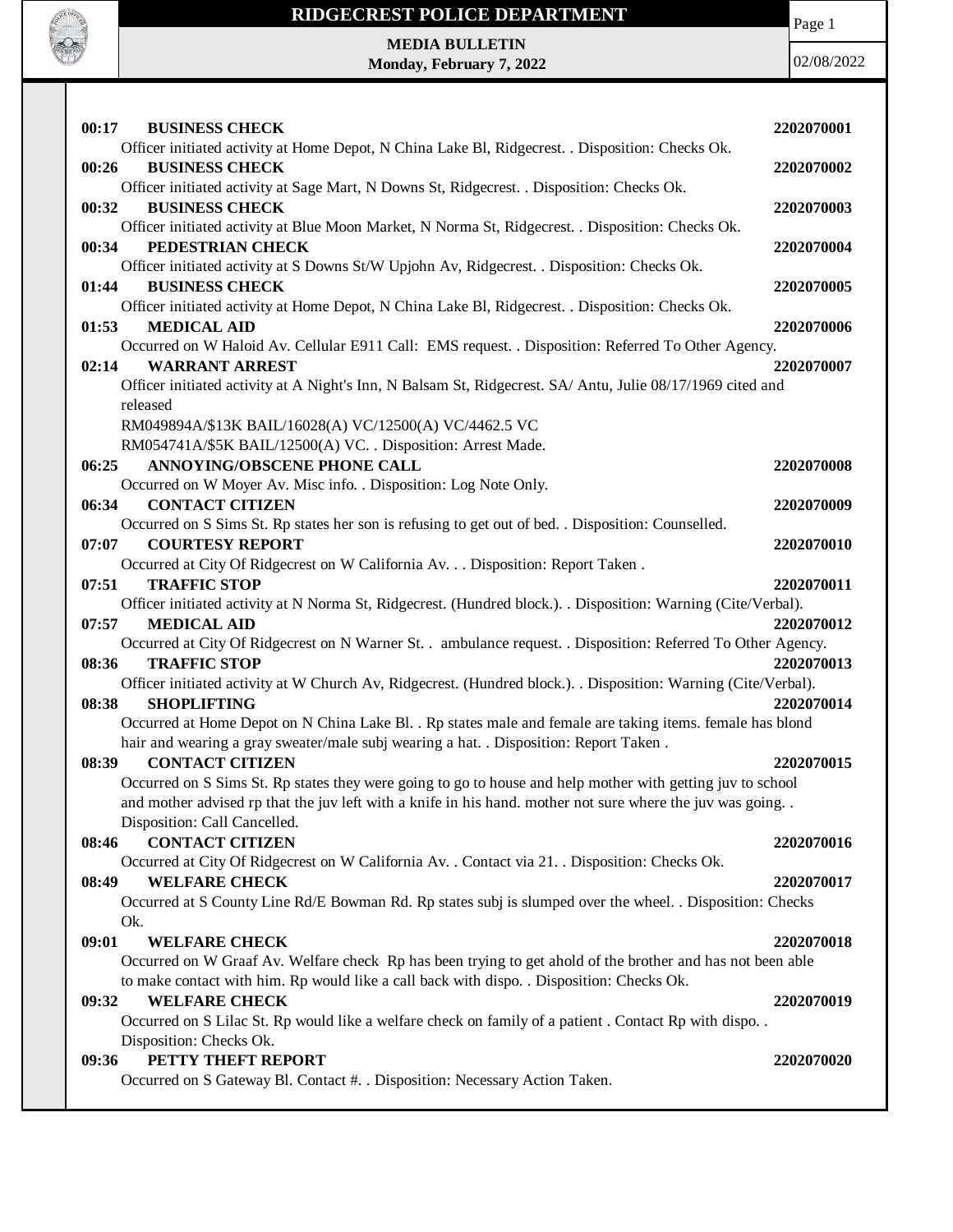# RIDGECREST POLICE DEPARTMENT

**MEDIA BULLETIN**
**Monday, February 7, 2022**

02/08/2022

**00:17 BUSINESS CHECK** **2202070001**
Officer initiated activity at Home Depot, N China Lake Bl, Ridgecrest. . Disposition: Checks Ok.

**00:26 BUSINESS CHECK** **2202070002**
Officer initiated activity at Sage Mart, N Downs St, Ridgecrest. . Disposition: Checks Ok.

**00:32 BUSINESS CHECK** **2202070003**
Officer initiated activity at Blue Moon Market, N Norma St, Ridgecrest. . Disposition: Checks Ok.

**00:34 PEDESTRIAN CHECK** **2202070004**
Officer initiated activity at S Downs St/W Upjohn Av, Ridgecrest. . Disposition: Checks Ok.

**01:44 BUSINESS CHECK** **2202070005**
Officer initiated activity at Home Depot, N China Lake Bl, Ridgecrest. . Disposition: Checks Ok.

**01:53 MEDICAL AID** **2202070006**
Occurred on W Haloid Av. Cellular E911 Call: EMS request. . Disposition: Referred To Other Agency.

**02:14 WARRANT ARREST** **2202070007**
Officer initiated activity at A Night's Inn, N Balsam St, Ridgecrest. SA/ Antu, Julie 08/17/1969 cited and released
RM049894A/$13K BAIL/16028(A) VC/12500(A) VC/4462.5 VC
RM054741A/$5K BAIL/12500(A) VC. . Disposition: Arrest Made.

**06:25 ANNOYING/OBSCENE PHONE CALL** **2202070008**
Occurred on W Moyer Av. Misc info. . Disposition: Log Note Only.

**06:34 CONTACT CITIZEN** **2202070009**
Occurred on S Sims St. Rp states her son is refusing to get out of bed. . Disposition: Counselled.

**07:07 COURTESY REPORT** **2202070010**
Occurred at City Of Ridgecrest on W California Av. . . Disposition: Report Taken .

**07:51 TRAFFIC STOP** **2202070011**
Officer initiated activity at N Norma St, Ridgecrest. (Hundred block.). . Disposition: Warning (Cite/Verbal).

**07:57 MEDICAL AID** **2202070012**
Occurred at City Of Ridgecrest on N Warner St. . ambulance request. . Disposition: Referred To Other Agency.

**08:36 TRAFFIC STOP** **2202070013**
Officer initiated activity at W Church Av, Ridgecrest. (Hundred block.). . Disposition: Warning (Cite/Verbal).

**08:38 SHOPLIFTING** **2202070014**
Occurred at Home Depot on N China Lake Bl. . Rp states male and female are taking items. female has blond hair and wearing a gray sweater/male subj wearing a hat. . Disposition: Report Taken .

**08:39 CONTACT CITIZEN** **2202070015**
Occurred on S Sims St. Rp states they were going to go to house and help mother with getting juv to school and mother advised rp that the juv left with a knife in his hand. mother not sure where the juv was going. . Disposition: Call Cancelled.

**08:46 CONTACT CITIZEN** **2202070016**
Occurred at City Of Ridgecrest on W California Av. . Contact via 21. . Disposition: Checks Ok.

**08:49 WELFARE CHECK** **2202070017**
Occurred at S County Line Rd/E Bowman Rd. Rp states subj is slumped over the wheel. . Disposition: Checks Ok.

**09:01 WELFARE CHECK** **2202070018**
Occurred on W Graaf Av. Welfare check Rp has been trying to get ahold of the brother and has not been able to make contact with him. Rp would like a call back with dispo. . Disposition: Checks Ok.

**09:32 WELFARE CHECK** **2202070019**
Occurred on S Lilac St. Rp would like a welfare check on family of a patient . Contact Rp with dispo. . Disposition: Checks Ok.

**09:36 PETTY THEFT REPORT** **2202070020**
Occurred on S Gateway Bl. Contact #. . Disposition: Necessary Action Taken.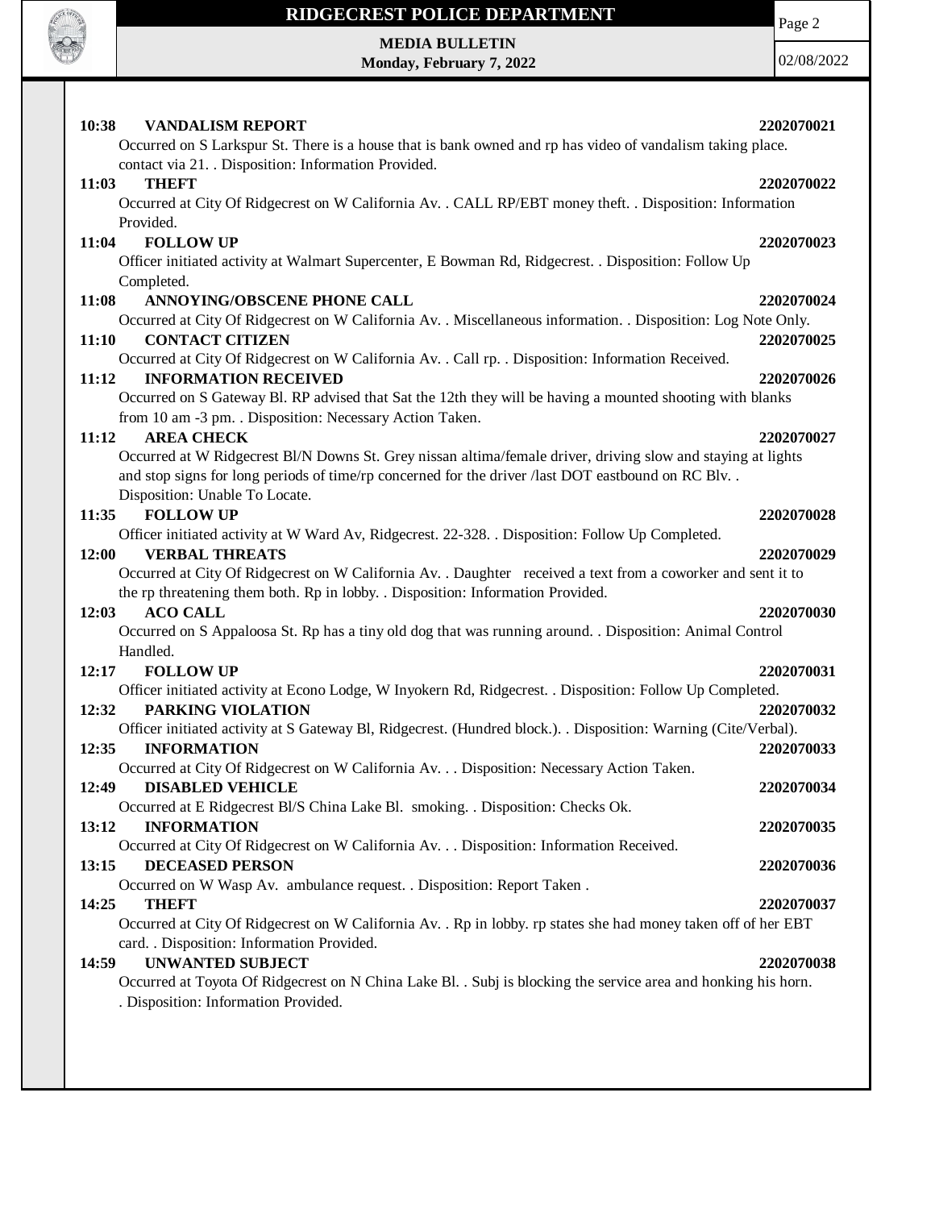**10:38 VANDALISM REPORT** **2202070021**

Occurred on S Larkspur St. There is a house that is bank owned and rp has video of vandalism taking place. contact via 21. . Disposition: Information Provided.

**11:03 THEFT** **2202070022**

Occurred at City Of Ridgecrest on W California Av. . CALL RP/EBT money theft. . Disposition: Information Provided.

**11:04 FOLLOW UP** **2202070023**

Officer initiated activity at Walmart Supercenter, E Bowman Rd, Ridgecrest. . Disposition: Follow Up Completed.

**11:08 ANNOYING/OBSCENE PHONE CALL** **2202070024**

Occurred at City Of Ridgecrest on W California Av. . Miscellaneous information. . Disposition: Log Note Only.

**11:10 CONTACT CITIZEN** **2202070025**

Occurred at City Of Ridgecrest on W California Av. . Call rp. . Disposition: Information Received.

**11:12 INFORMATION RECEIVED** **2202070026**

Occurred on S Gateway Bl. RP advised that Sat the 12th they will be having a mounted shooting with blanks from 10 am -3 pm. . Disposition: Necessary Action Taken.

**11:12 AREA CHECK** **2202070027**

Occurred at W Ridgecrest Bl/N Downs St. Grey nissan altima/female driver, driving slow and staying at lights and stop signs for long periods of time/rp concerned for the driver /last DOT eastbound on RC Blv. . Disposition: Unable To Locate.

**11:35 FOLLOW UP** **2202070028**

Officer initiated activity at W Ward Av, Ridgecrest. 22-328. . Disposition: Follow Up Completed.

**12:00 VERBAL THREATS** **2202070029**

Occurred at City Of Ridgecrest on W California Av. . Daughter received a text from a coworker and sent it to the rp threatening them both. Rp in lobby. . Disposition: Information Provided.

**12:03 ACO CALL** **2202070030**

Occurred on S Appaloosa St. Rp has a tiny old dog that was running around. . Disposition: Animal Control Handled.

**12:17 FOLLOW UP** **2202070031**

Officer initiated activity at Econo Lodge, W Inyokern Rd, Ridgecrest. . Disposition: Follow Up Completed.

**12:32 PARKING VIOLATION** **2202070032**

Officer initiated activity at S Gateway Bl, Ridgecrest. (Hundred block.). . Disposition: Warning (Cite/Verbal).

**12:35 INFORMATION** **2202070033**

Occurred at City Of Ridgecrest on W California Av. . . Disposition: Necessary Action Taken.

**12:49 DISABLED VEHICLE** **2202070034**

Occurred at E Ridgecrest Bl/S China Lake Bl. smoking. . Disposition: Checks Ok.

**13:12 INFORMATION** **2202070035**

Occurred at City Of Ridgecrest on W California Av. . . Disposition: Information Received.

**13:15 DECEASED PERSON** **2202070036**

Occurred on W Wasp Av. ambulance request. . Disposition: Report Taken .

**14:25 THEFT** **2202070037**

Occurred at City Of Ridgecrest on W California Av. . Rp in lobby. rp states she had money taken off of her EBT card. . Disposition: Information Provided.

**14:59 UNWANTED SUBJECT** **2202070038**

Occurred at Toyota Of Ridgecrest on N China Lake Bl. . Subj is blocking the service area and honking his horn. . Disposition: Information Provided.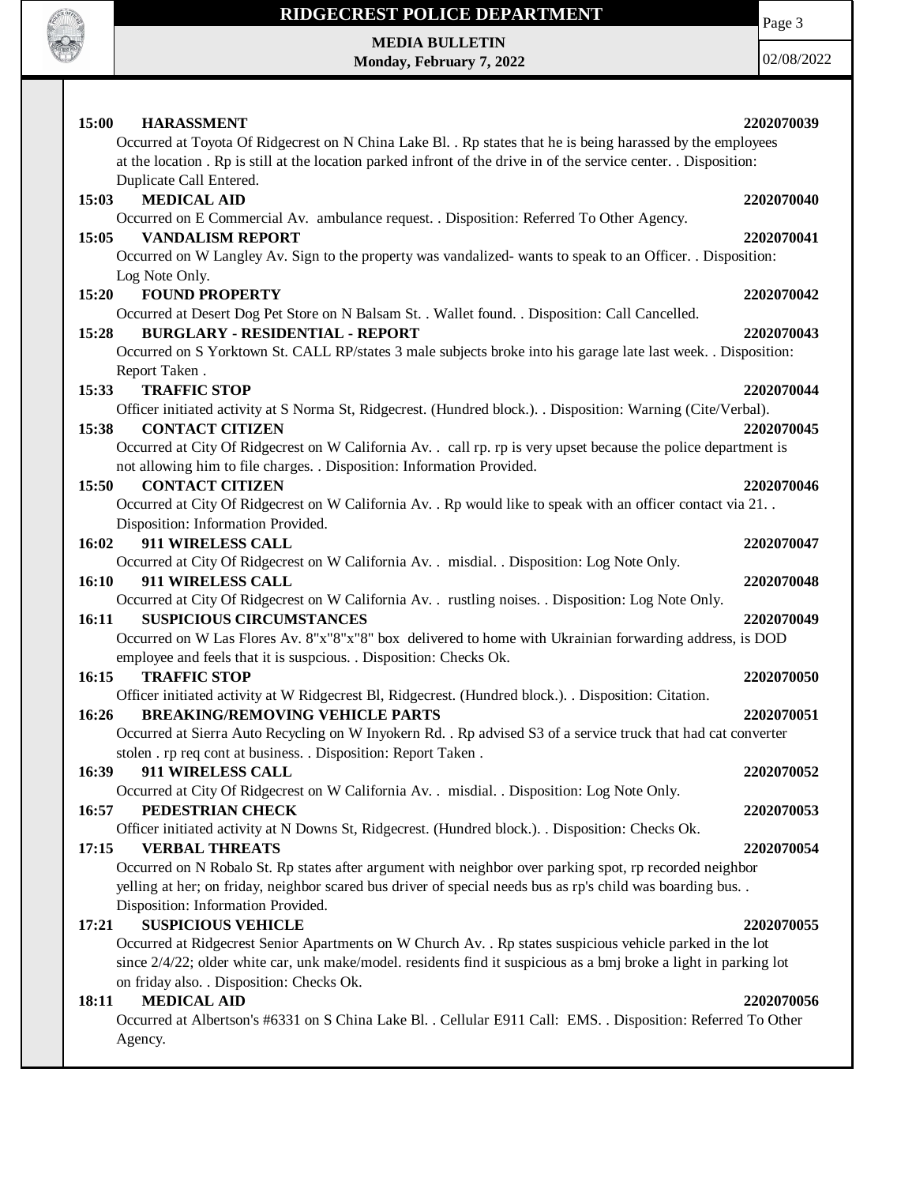**15:00 HARASSMENT** **2202070039**

Occurred at Toyota Of Ridgecrest on N China Lake Bl. . Rp states that he is being harassed by the employees at the location . Rp is still at the location parked infront of the drive in of the service center. . Disposition: Duplicate Call Entered.

**15:03 MEDICAL AID** **2202070040**

Occurred on E Commercial Av. ambulance request. . Disposition: Referred To Other Agency.

**15:05 VANDALISM REPORT** **2202070041**

Occurred on W Langley Av. Sign to the property was vandalized- wants to speak to an Officer. . Disposition: Log Note Only.

**15:20 FOUND PROPERTY** **2202070042**

Occurred at Desert Dog Pet Store on N Balsam St. . Wallet found. . Disposition: Call Cancelled.

**15:28 BURGLARY - RESIDENTIAL - REPORT** **2202070043**

Occurred on S Yorktown St. CALL RP/states 3 male subjects broke into his garage late last week. . Disposition: Report Taken .

**15:33 TRAFFIC STOP** **2202070044**

Officer initiated activity at S Norma St, Ridgecrest. (Hundred block.). . Disposition: Warning (Cite/Verbal).

**15:38 CONTACT CITIZEN** **2202070045**

Occurred at City Of Ridgecrest on W California Av. . call rp. rp is very upset because the police department is not allowing him to file charges. . Disposition: Information Provided.

**15:50 CONTACT CITIZEN** **2202070046**

Occurred at City Of Ridgecrest on W California Av. . Rp would like to speak with an officer contact via 21. . Disposition: Information Provided.

**16:02 911 WIRELESS CALL** **2202070047**

Occurred at City Of Ridgecrest on W California Av. . misdial. . Disposition: Log Note Only.

**16:10 911 WIRELESS CALL** **2202070048**

Occurred at City Of Ridgecrest on W California Av. . rustling noises. . Disposition: Log Note Only.

**16:11 SUSPICIOUS CIRCUMSTANCES** **2202070049**

Occurred on W Las Flores Av. 8"x"8"x"8" box delivered to home with Ukrainian forwarding address, is DOD employee and feels that it is suspcious. . Disposition: Checks Ok.

**16:15 TRAFFIC STOP** **2202070050**

Officer initiated activity at W Ridgecrest Bl, Ridgecrest. (Hundred block.). . Disposition: Citation.

**16:26 BREAKING/REMOVING VEHICLE PARTS** **2202070051**

Occurred at Sierra Auto Recycling on W Inyokern Rd. . Rp advised S3 of a service truck that had cat converter stolen . rp req cont at business. . Disposition: Report Taken .

**16:39 911 WIRELESS CALL** **2202070052**

Occurred at City Of Ridgecrest on W California Av. . misdial. . Disposition: Log Note Only.

**16:57 PEDESTRIAN CHECK** **2202070053**

Officer initiated activity at N Downs St, Ridgecrest. (Hundred block.). . Disposition: Checks Ok.

**17:15 VERBAL THREATS** **2202070054**

Occurred on N Robalo St. Rp states after argument with neighbor over parking spot, rp recorded neighbor yelling at her; on friday, neighbor scared bus driver of special needs bus as rp's child was boarding bus. . Disposition: Information Provided.

**17:21 SUSPICIOUS VEHICLE** **2202070055**

Occurred at Ridgecrest Senior Apartments on W Church Av. . Rp states suspicious vehicle parked in the lot since 2/4/22; older white car, unk make/model. residents find it suspicious as a bmj broke a light in parking lot on friday also. . Disposition: Checks Ok.

**18:11 MEDICAL AID** **2202070056**

Occurred at Albertson's #6331 on S China Lake Bl. . Cellular E911 Call: EMS. . Disposition: Referred To Other Agency.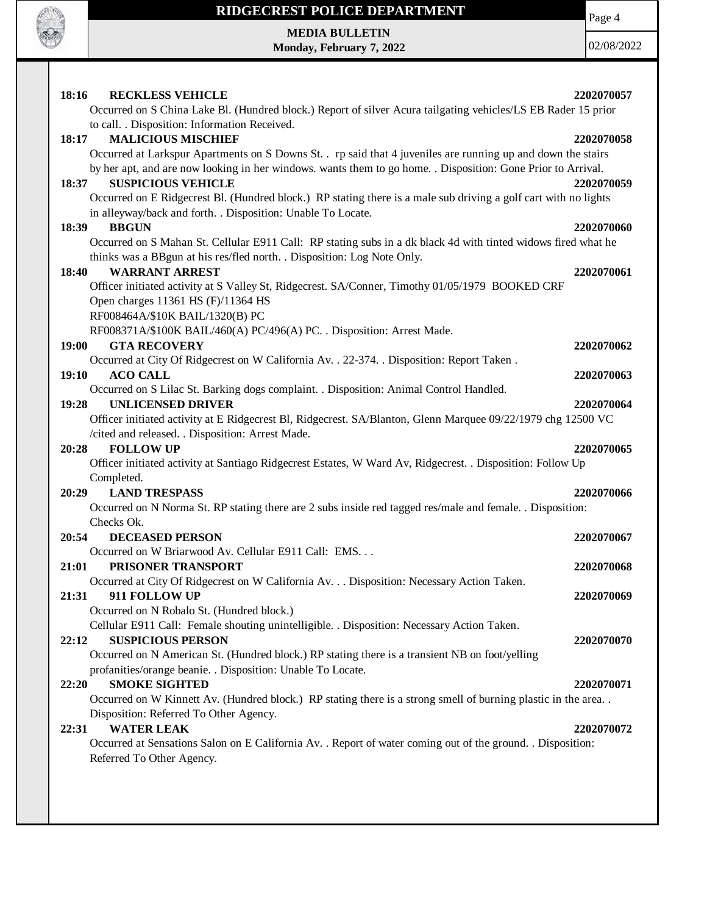**18:16 RECKLESS VEHICLE 2202070057**

Occurred on S China Lake Bl. (Hundred block.) Report of silver Acura tailgating vehicles/LS EB Rader 15 prior to call. . Disposition: Information Received.

**18:17 MALICIOUS MISCHIEF 2202070058**

Occurred at Larkspur Apartments on S Downs St. . rp said that 4 juveniles are running up and down the stairs by her apt, and are now looking in her windows. wants them to go home. . Disposition: Gone Prior to Arrival.

**18:37 SUSPICIOUS VEHICLE 2202070059**

Occurred on E Ridgecrest Bl. (Hundred block.) RP stating there is a male sub driving a golf cart with no lights in alleyway/back and forth. . Disposition: Unable To Locate.

**18:39 BBGUN 2202070060**

Occurred on S Mahan St. Cellular E911 Call: RP stating subs in a dk black 4d with tinted widows fired what he thinks was a BBgun at his res/fled north. . Disposition: Log Note Only.

**18:40 WARRANT ARREST 2202070061**

Officer initiated activity at S Valley St, Ridgecrest. SA/Conner, Timothy 01/05/1979 BOOKED CRF
Open charges 11361 HS (F)/11364 HS
RF008464A/$10K BAIL/1320(B) PC
RF008371A/$100K BAIL/460(A) PC/496(A) PC. . Disposition: Arrest Made.

**19:00 GTA RECOVERY 2202070062**

Occurred at City Of Ridgecrest on W California Av. . 22-374. . Disposition: Report Taken .

**19:10 ACO CALL 2202070063**

Occurred on S Lilac St. Barking dogs complaint. . Disposition: Animal Control Handled.

**19:28 UNLICENSED DRIVER 2202070064**

Officer initiated activity at E Ridgecrest Bl, Ridgecrest. SA/Blanton, Glenn Marquee 09/22/1979 chg 12500 VC /cited and released. . Disposition: Arrest Made.

**20:28 FOLLOW UP 2202070065**

Officer initiated activity at Santiago Ridgecrest Estates, W Ward Av, Ridgecrest. . Disposition: Follow Up Completed.

**20:29 LAND TRESPASS 2202070066**

Occurred on N Norma St. RP stating there are 2 subs inside red tagged res/male and female. . Disposition: Checks Ok.

**20:54 DECEASED PERSON 2202070067**

Occurred on W Briarwood Av. Cellular E911 Call: EMS. . .

**21:01 PRISONER TRANSPORT 2202070068**

Occurred at City Of Ridgecrest on W California Av. . . Disposition: Necessary Action Taken.

**21:31 911 FOLLOW UP 2202070069**

Occurred on N Robalo St. (Hundred block.)
Cellular E911 Call: Female shouting unintelligible. . Disposition: Necessary Action Taken.

**22:12 SUSPICIOUS PERSON 2202070070**

Occurred on N American St. (Hundred block.) RP stating there is a transient NB on foot/yelling profanities/orange beanie. . Disposition: Unable To Locate.

**22:20 SMOKE SIGHTED 2202070071**

Occurred on W Kinnett Av. (Hundred block.) RP stating there is a strong smell of burning plastic in the area. . Disposition: Referred To Other Agency.

**22:31 WATER LEAK 2202070072**

Occurred at Sensations Salon on E California Av. . Report of water coming out of the ground. . Disposition: Referred To Other Agency.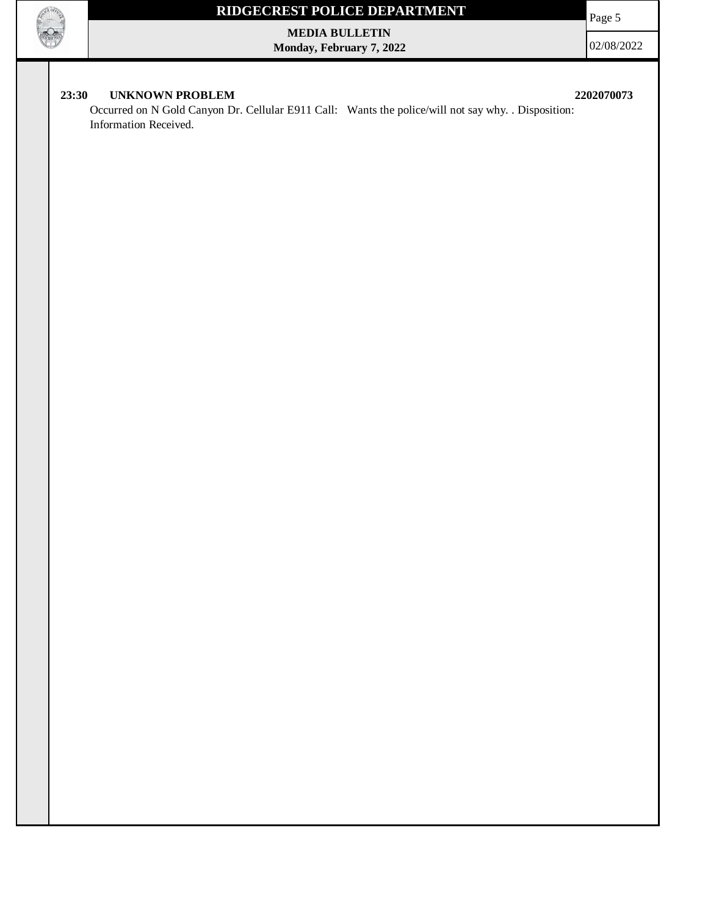**23:30 UNKNOWN PROBLEM** **2202070073**

Occurred on N Gold Canyon Dr. Cellular E911 Call: Wants the police/will not say why. . Disposition: Information Received.